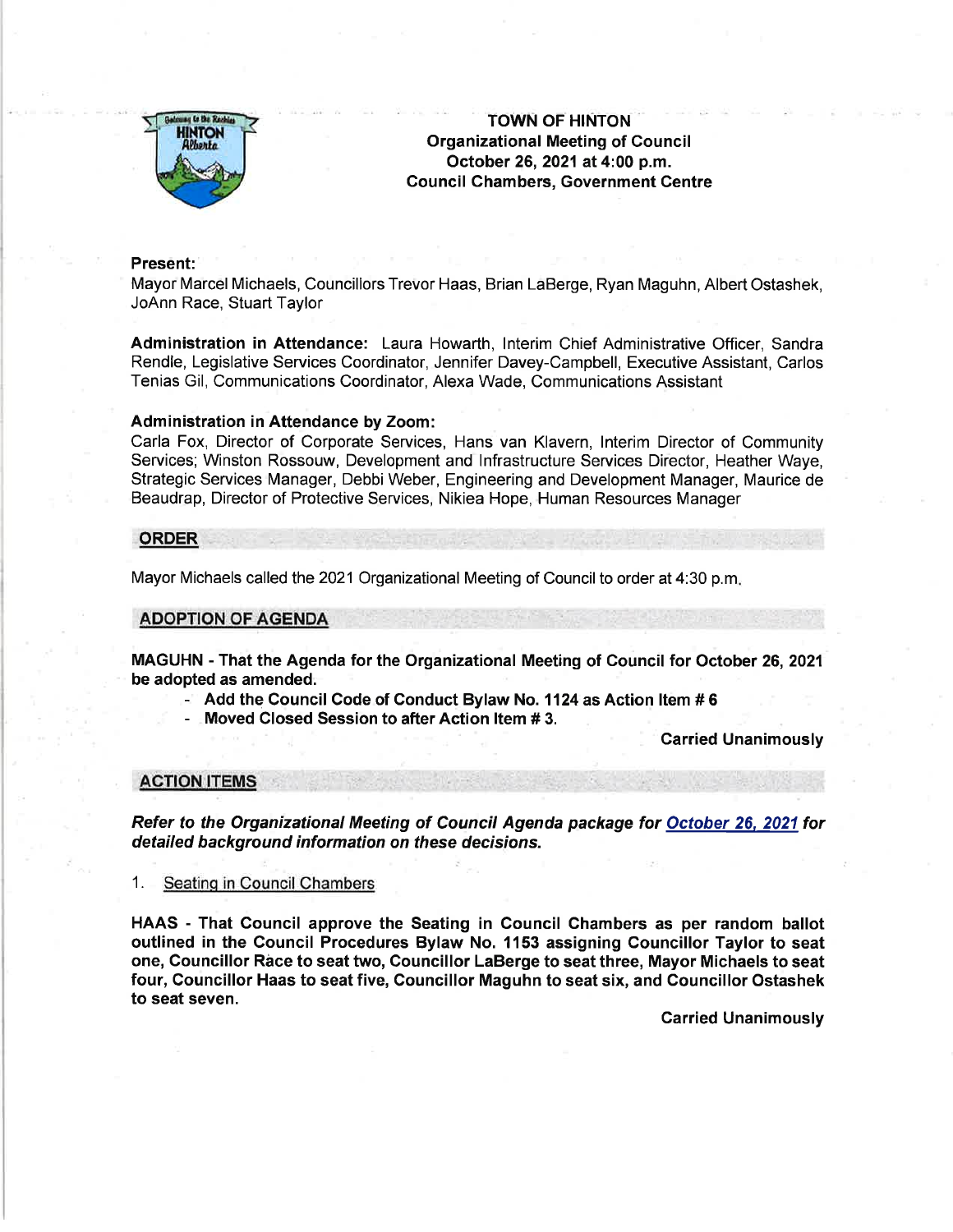# TOWN OF HINTON
## Organizational Meeting of Council
## October 26, 2021 at 4:00 p.m.
## Council Chambers, Government Centre

**Present:**
Mayor Marcel Michaels, Councillors Trevor Haas, Brian LaBerge, Ryan Maguhn, Albert Ostashek, JoAnn Race, Stuart Taylor

**Administration in Attendance:** Laura Howarth, Interim Chief Administrative Officer, Sandra Rendle, Legislative Services Coordinator, Jennifer Davey-Campbell, Executive Assistant, Carlos Tenias Gil, Communications Coordinator, Alexa Wade, Communications Assistant

**Administration in Attendance by Zoom:**
Carla Fox, Director of Corporate Services, Hans van Klavern, Interim Director of Community Services; Winston Rossouw, Development and Infrastructure Services Director, Heather Waye, Strategic Services Manager, Debbi Weber, Engineering and Development Manager, Maurice de Beaudrap, Director of Protective Services, Nikiea Hope, Human Resources Manager

## ORDER

Mayor Michaels called the 2021 Organizational Meeting of Council to order at 4:30 p.m.

## ADOPTION OF AGENDA

**MAGUHN - That the Agenda for the Organizational Meeting of Council for October 26, 2021 be adopted as amended.**

- **Add the Council Code of Conduct Bylaw No. 1124 as Action Item # 6**
- **Moved Closed Session to after Action Item # 3.**

**Carried Unanimously**

## ACTION ITEMS

***Refer to the Organizational Meeting of Council Agenda package for October 26, 2021 for detailed background information on these decisions.***

1. Seating in Council Chambers

**HAAS - That Council approve the Seating in Council Chambers as per random ballot outlined in the Council Procedures Bylaw No. 1153 assigning Councillor Taylor to seat one, Councillor Race to seat two, Councillor LaBerge to seat three, Mayor Michaels to seat four, Councillor Haas to seat five, Councillor Maguhn to seat six, and Councillor Ostashek to seat seven.**

**Carried Unanimously**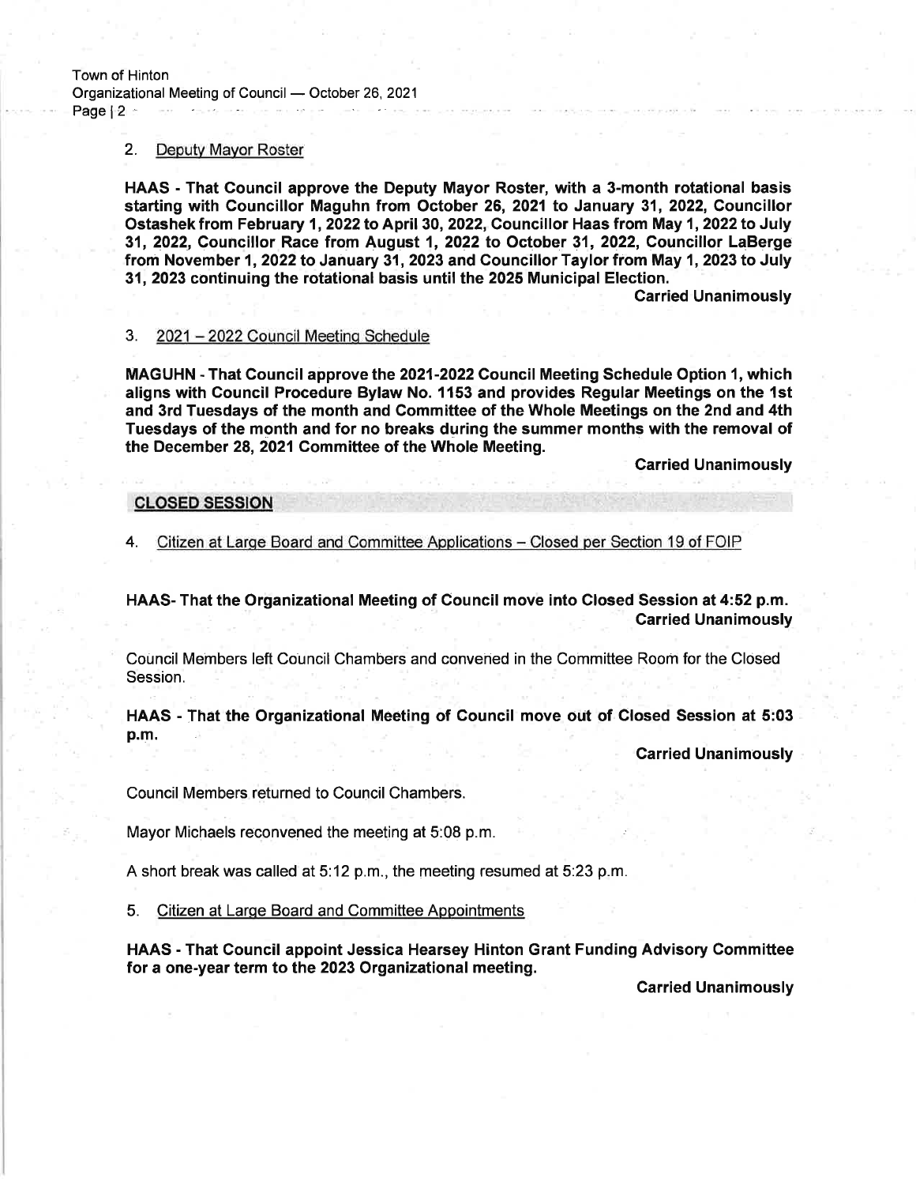2. Deputy Mayor Roster

**HAAS - That Council approve the Deputy Mayor Roster, with a 3-month rotational basis starting with Councillor Maguhn from October 26, 2021 to January 31, 2022, Councillor Ostashek from February 1, 2022 to April 30, 2022, Councillor Haas from May 1, 2022 to July 31, 2022, Councillor Race from August 1, 2022 to October 31, 2022, Councillor LaBerge from November 1, 2022 to January 31, 2023 and Councillor Taylor from May 1, 2023 to July 31, 2023 continuing the rotational basis until the 2025 Municipal Election.**

**Carried Unanimously**

3. 2021 – 2022 Council Meeting Schedule

**MAGUHN - That Council approve the 2021-2022 Council Meeting Schedule Option 1, which aligns with Council Procedure Bylaw No. 1153 and provides Regular Meetings on the 1st and 3rd Tuesdays of the month and Committee of the Whole Meetings on the 2nd and 4th Tuesdays of the month and for no breaks during the summer months with the removal of the December 28, 2021 Committee of the Whole Meeting.**

**Carried Unanimously**

## CLOSED SESSION

4. Citizen at Large Board and Committee Applications – Closed per Section 19 of FOIP

**HAAS- That the Organizational Meeting of Council move into Closed Session at 4:52 p.m.**

**Carried Unanimously**

Council Members left Council Chambers and convened in the Committee Room for the Closed Session.

**HAAS - That the Organizational Meeting of Council move out of Closed Session at 5:03 p.m.**

**Carried Unanimously**

Council Members returned to Council Chambers.

Mayor Michaels reconvened the meeting at 5:08 p.m.

A short break was called at 5:12 p.m., the meeting resumed at 5:23 p.m.

5. Citizen at Large Board and Committee Appointments

**HAAS - That Council appoint Jessica Hearsey Hinton Grant Funding Advisory Committee for a one-year term to the 2023 Organizational meeting.**

**Carried Unanimously**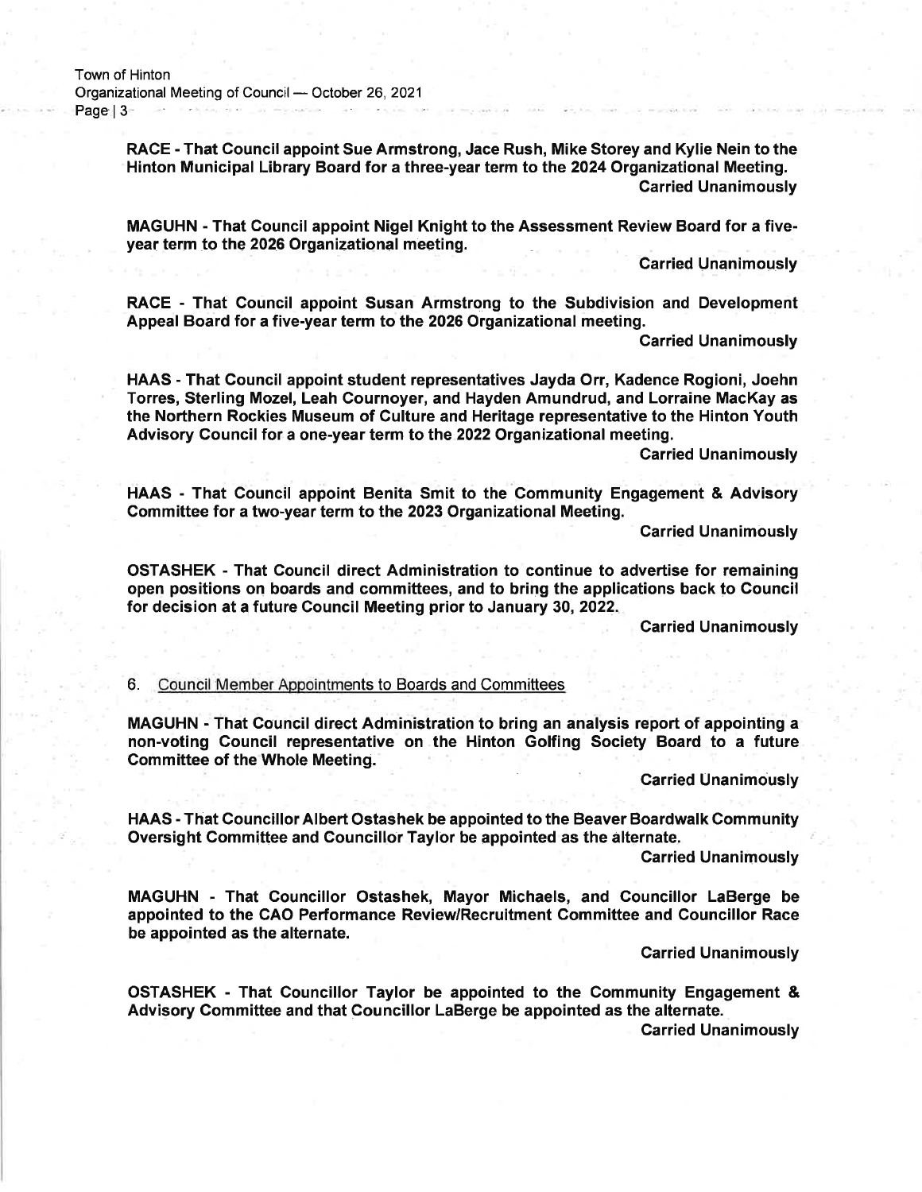**RACE - That Council appoint Sue Armstrong, Jace Rush, Mike Storey and Kylie Nein to the Hinton Municipal Library Board for a three-year term to the 2024 Organizational Meeting.**
**Carried Unanimously**

**MAGUHN - That Council appoint Nigel Knight to the Assessment Review Board for a five-year term to the 2026 Organizational meeting.**
**Carried Unanimously**

**RACE - That Council appoint Susan Armstrong to the Subdivision and Development Appeal Board for a five-year term to the 2026 Organizational meeting.**
**Carried Unanimously**

**HAAS - That Council appoint student representatives Jayda Orr, Kadence Rogioni, Joehn Torres, Sterling Mozel, Leah Cournoyer, and Hayden Amundrud, and Lorraine MacKay as the Northern Rockies Museum of Culture and Heritage representative to the Hinton Youth Advisory Council for a one-year term to the 2022 Organizational meeting.**
**Carried Unanimously**

**HAAS - That Council appoint Benita Smit to the Community Engagement & Advisory Committee for a two-year term to the 2023 Organizational Meeting.**
**Carried Unanimously**

**OSTASHEK - That Council direct Administration to continue to advertise for remaining open positions on boards and committees, and to bring the applications back to Council for decision at a future Council Meeting prior to January 30, 2022.**
**Carried Unanimously**

## 6. Council Member Appointments to Boards and Committees

**MAGUHN - That Council direct Administration to bring an analysis report of appointing a non-voting Council representative on the Hinton Golfing Society Board to a future Committee of the Whole Meeting.**
**Carried Unanimously**

**HAAS - That Councillor Albert Ostashek be appointed to the Beaver Boardwalk Community Oversight Committee and Councillor Taylor be appointed as the alternate.**
**Carried Unanimously**

**MAGUHN - That Councillor Ostashek, Mayor Michaels, and Councillor LaBerge be appointed to the CAO Performance Review/Recruitment Committee and Councillor Race be appointed as the alternate.**
**Carried Unanimously**

**OSTASHEK - That Councillor Taylor be appointed to the Community Engagement & Advisory Committee and that Councillor LaBerge be appointed as the alternate.**
**Carried Unanimously**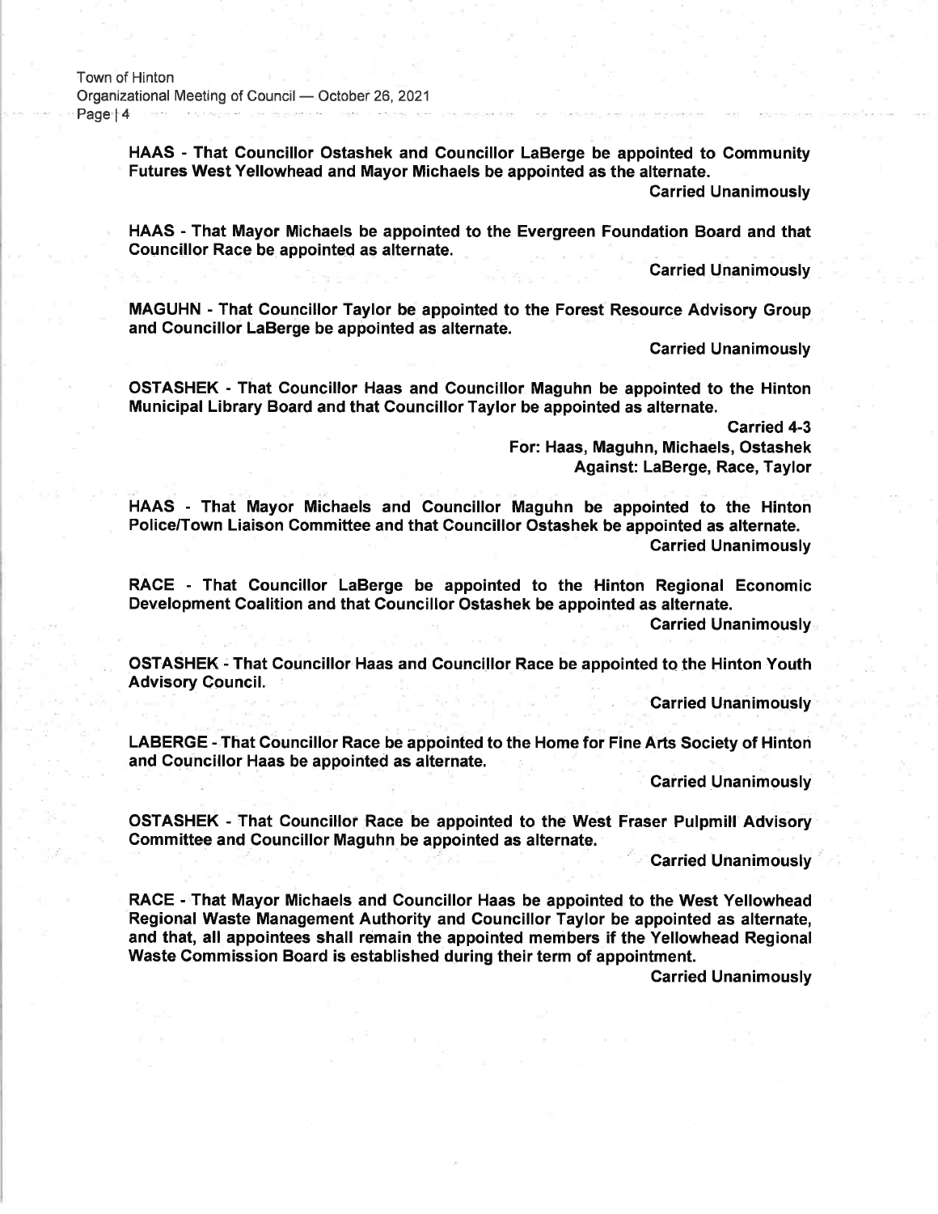**HAAS - That Councillor Ostashek and Councillor LaBerge be appointed to Community Futures West Yellowhead and Mayor Michaels be appointed as the alternate.**

**Carried Unanimously**

**HAAS - That Mayor Michaels be appointed to the Evergreen Foundation Board and that Councillor Race be appointed as alternate.**

**Carried Unanimously**

**MAGUHN - That Councillor Taylor be appointed to the Forest Resource Advisory Group and Councillor LaBerge be appointed as alternate.**

**Carried Unanimously**

**OSTASHEK - That Councillor Haas and Councillor Maguhn be appointed to the Hinton Municipal Library Board and that Councillor Taylor be appointed as alternate.**

**Carried 4-3**
**For: Haas, Maguhn, Michaels, Ostashek**
**Against: LaBerge, Race, Taylor**

**HAAS - That Mayor Michaels and Councillor Maguhn be appointed to the Hinton Police/Town Liaison Committee and that Councillor Ostashek be appointed as alternate.**

**Carried Unanimously**

**RACE - That Councillor LaBerge be appointed to the Hinton Regional Economic Development Coalition and that Councillor Ostashek be appointed as alternate.**

**Carried Unanimously**

**OSTASHEK - That Councillor Haas and Councillor Race be appointed to the Hinton Youth Advisory Council.**

**Carried Unanimously**

**LABERGE - That Councillor Race be appointed to the Home for Fine Arts Society of Hinton and Councillor Haas be appointed as alternate.**

**Carried Unanimously**

**OSTASHEK - That Councillor Race be appointed to the West Fraser Pulpmill Advisory Committee and Councillor Maguhn be appointed as alternate.**

**Carried Unanimously**

**RACE - That Mayor Michaels and Councillor Haas be appointed to the West Yellowhead Regional Waste Management Authority and Councillor Taylor be appointed as alternate, and that, all appointees shall remain the appointed members if the Yellowhead Regional Waste Commission Board is established during their term of appointment.**

**Carried Unanimously**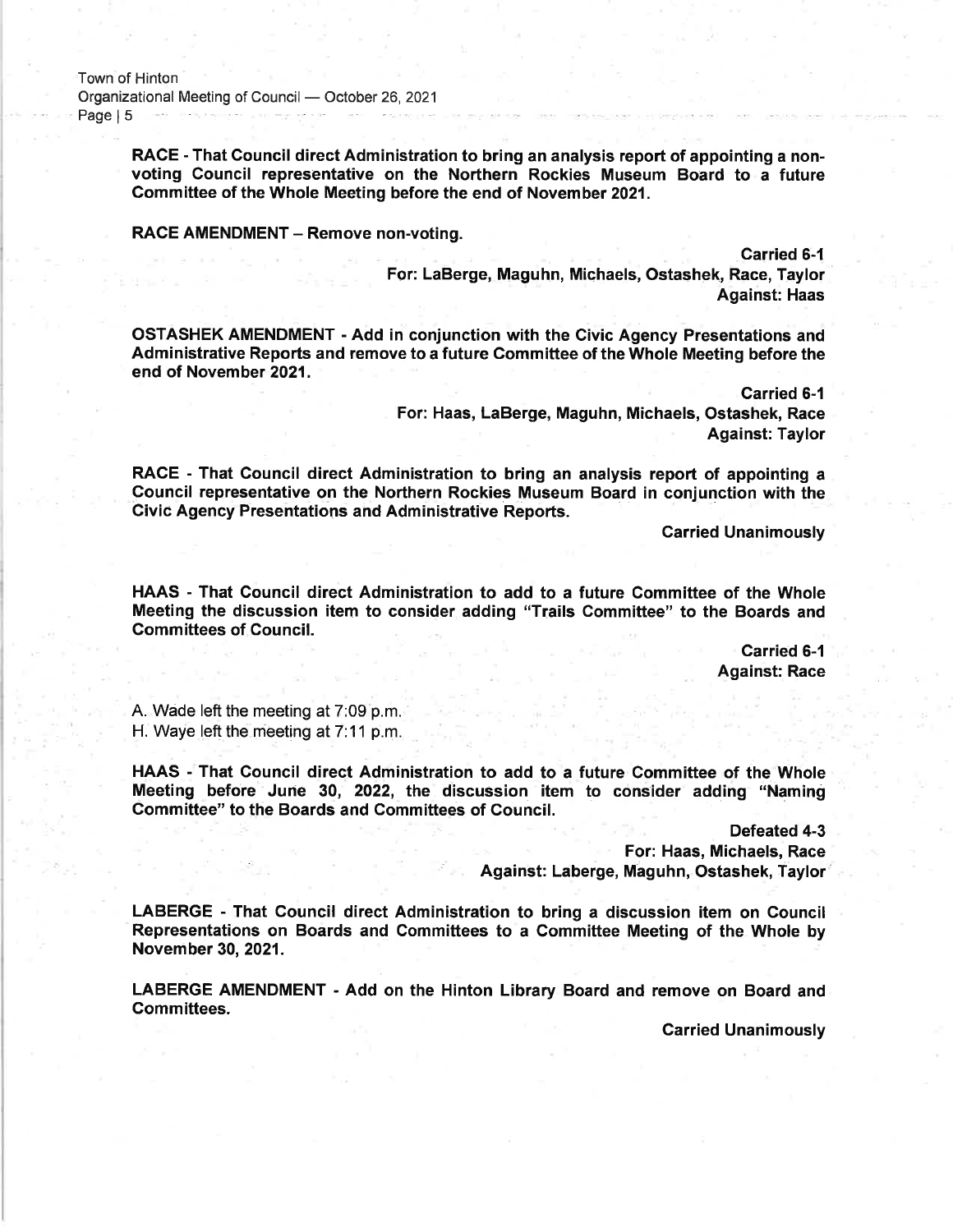**RACE - That Council direct Administration to bring an analysis report of appointing a non-voting Council representative on the Northern Rockies Museum Board to a future Committee of the Whole Meeting before the end of November 2021.**

**RACE AMENDMENT – Remove non-voting.**

**Carried 6-1**
**For: LaBerge, Maguhn, Michaels, Ostashek, Race, Taylor**
**Against: Haas**

**OSTASHEK AMENDMENT - Add in conjunction with the Civic Agency Presentations and Administrative Reports and remove to a future Committee of the Whole Meeting before the end of November 2021.**

**Carried 6-1**
**For: Haas, LaBerge, Maguhn, Michaels, Ostashek, Race**
**Against: Taylor**

**RACE - That Council direct Administration to bring an analysis report of appointing a Council representative on the Northern Rockies Museum Board in conjunction with the Civic Agency Presentations and Administrative Reports.**

**Carried Unanimously**

**HAAS - That Council direct Administration to add to a future Committee of the Whole Meeting the discussion item to consider adding "Trails Committee" to the Boards and Committees of Council.**

**Carried 6-1**
**Against: Race**

A. Wade left the meeting at 7:09 p.m.
H. Waye left the meeting at 7:11 p.m.

**HAAS - That Council direct Administration to add to a future Committee of the Whole Meeting before June 30, 2022, the discussion item to consider adding "Naming Committee" to the Boards and Committees of Council.**

**Defeated 4-3**
**For: Haas, Michaels, Race**
**Against: Laberge, Maguhn, Ostashek, Taylor**

**LABERGE - That Council direct Administration to bring a discussion item on Council Representations on Boards and Committees to a Committee Meeting of the Whole by November 30, 2021.**

**LABERGE AMENDMENT - Add on the Hinton Library Board and remove on Board and Committees.**

**Carried Unanimously**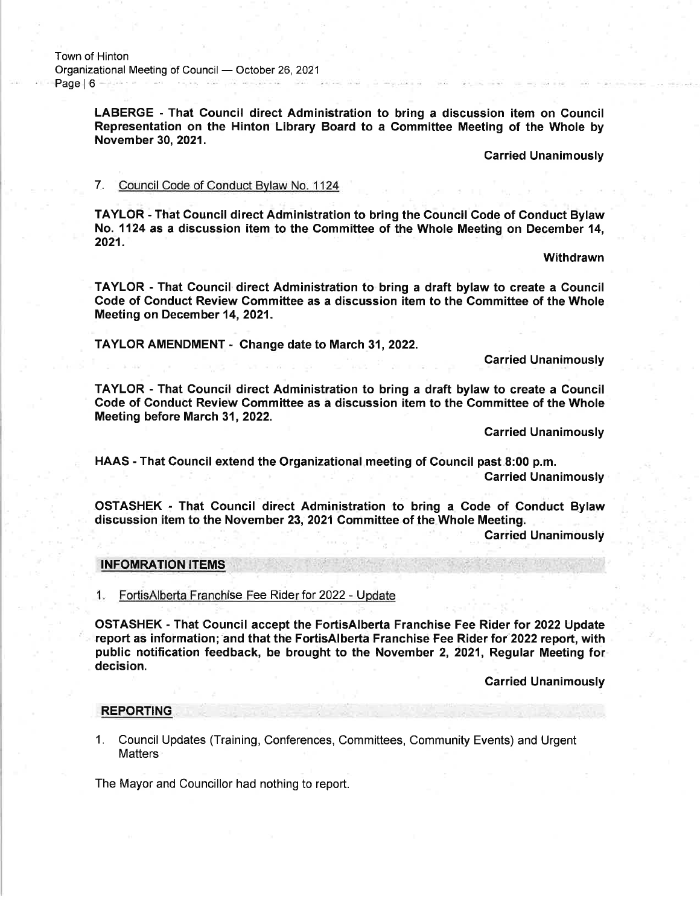**LABERGE - That Council direct Administration to bring a discussion item on Council Representation on the Hinton Library Board to a Committee Meeting of the Whole by November 30, 2021.**

**Carried Unanimously**

7. Council Code of Conduct Bylaw No. 1124

**TAYLOR - That Council direct Administration to bring the Council Code of Conduct Bylaw No. 1124 as a discussion item to the Committee of the Whole Meeting on December 14, 2021.**

**Withdrawn**

**TAYLOR - That Council direct Administration to bring a draft bylaw to create a Council Code of Conduct Review Committee as a discussion item to the Committee of the Whole Meeting on December 14, 2021.**

**TAYLOR AMENDMENT - Change date to March 31, 2022.**

**Carried Unanimously**

**TAYLOR - That Council direct Administration to bring a draft bylaw to create a Council Code of Conduct Review Committee as a discussion item to the Committee of the Whole Meeting before March 31, 2022.**

**Carried Unanimously**

**HAAS - That Council extend the Organizational meeting of Council past 8:00 p.m.**

**Carried Unanimously**

**OSTASHEK - That Council direct Administration to bring a Code of Conduct Bylaw discussion item to the November 23, 2021 Committee of the Whole Meeting.**

**Carried Unanimously**

## INFOMRATION ITEMS

1. FortisAlberta Franchise Fee Rider for 2022 - Update

**OSTASHEK - That Council accept the FortisAlberta Franchise Fee Rider for 2022 Update report as information; and that the FortisAlberta Franchise Fee Rider for 2022 report, with public notification feedback, be brought to the November 2, 2021, Regular Meeting for decision.**

**Carried Unanimously**

## REPORTING

1. Council Updates (Training, Conferences, Committees, Community Events) and Urgent Matters

The Mayor and Councillor had nothing to report.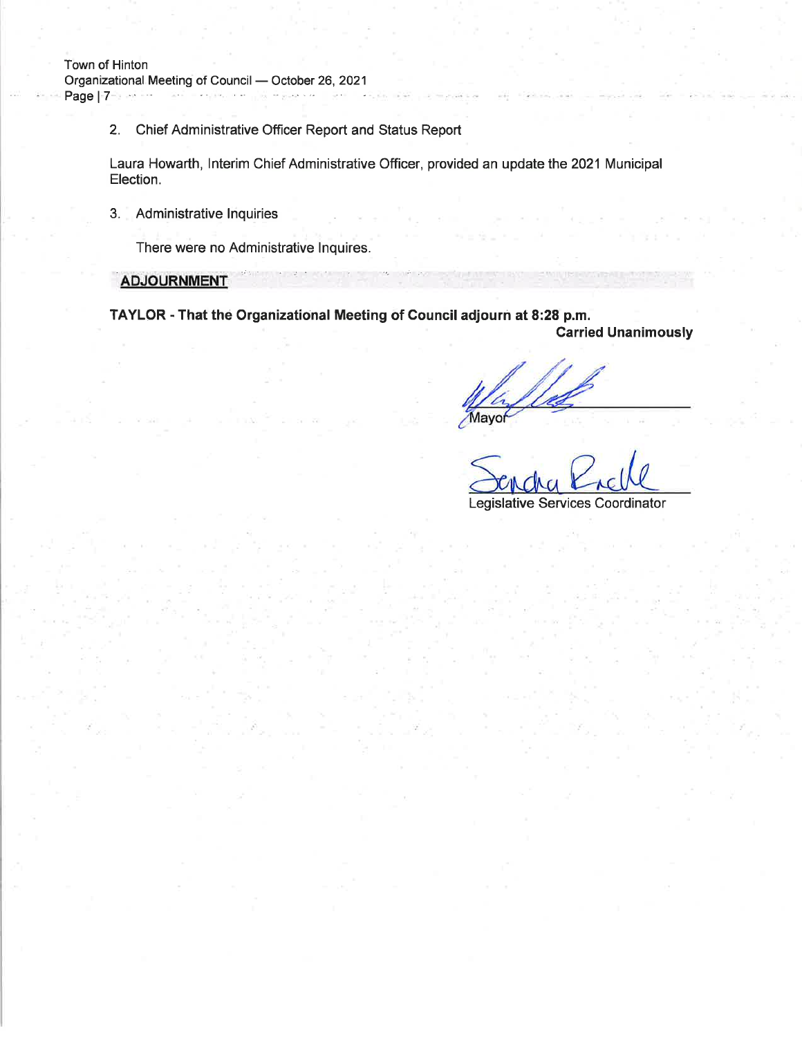2. Chief Administrative Officer Report and Status Report

Laura Howarth, Interim Chief Administrative Officer, provided an update the 2021 Municipal Election.

3. Administrative Inquiries

There were no Administrative Inquires.

## ADJOURNMENT

**TAYLOR - That the Organizational Meeting of Council adjourn at 8:28 p.m.**

**Carried Unanimously**

Mayor

Legislative Services Coordinator